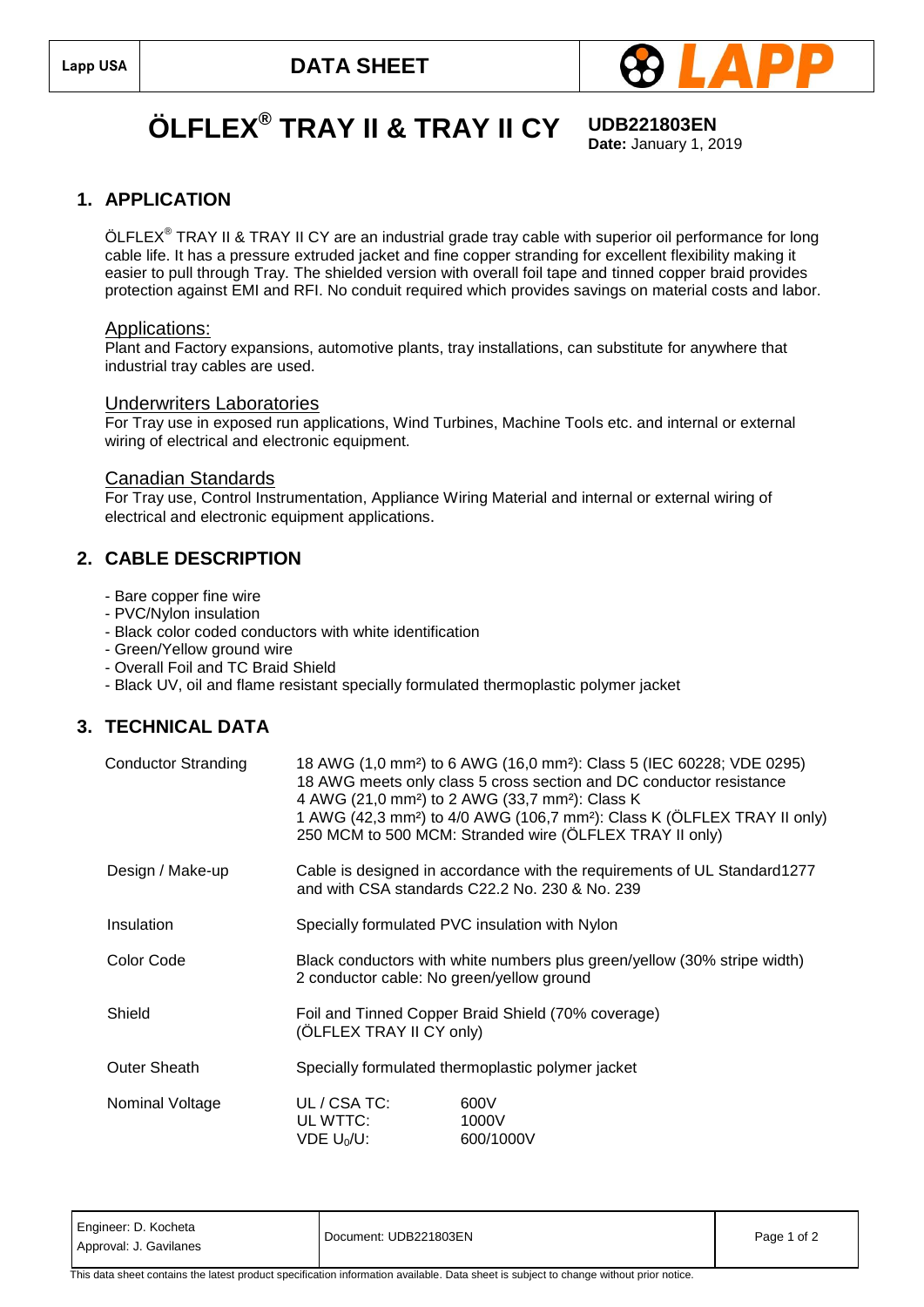| Lapp USA | DATA SHEET | LAPP |
|---|---|---|

# ÖLFLEX® TRAY II & TRAY II CY

**UDB221803EN**
**Date:** January 1, 2019

## 1. APPLICATION

ÖLFLEX® TRAY II & TRAY II CY are an industrial grade tray cable with superior oil performance for long cable life. It has a pressure extruded jacket and fine copper stranding for excellent flexibility making it easier to pull through Tray. The shielded version with overall foil tape and tinned copper braid provides protection against EMI and RFI. No conduit required which provides savings on material costs and labor.

### Applications:

Plant and Factory expansions, automotive plants, tray installations, can substitute for anywhere that industrial tray cables are used.

### Underwriters Laboratories

For Tray use in exposed run applications, Wind Turbines, Machine Tools etc. and internal or external wiring of electrical and electronic equipment.

### Canadian Standards

For Tray use, Control Instrumentation, Appliance Wiring Material and internal or external wiring of electrical and electronic equipment applications.

## 2. CABLE DESCRIPTION

- Bare copper fine wire
- PVC/Nylon insulation
- Black color coded conductors with white identification
- Green/Yellow ground wire
- Overall Foil and TC Braid Shield
- Black UV, oil and flame resistant specially formulated thermoplastic polymer jacket

## 3. TECHNICAL DATA

| | |
|---|---|
| Conductor Stranding | 18 AWG (1,0 mm²) to 6 AWG (16,0 mm²): Class 5 (IEC 60228; VDE 0295)<br>18 AWG meets only class 5 cross section and DC conductor resistance<br>4 AWG (21,0 mm²) to 2 AWG (33,7 mm²): Class K<br>1 AWG (42,3 mm²) to 4/0 AWG (106,7 mm²): Class K (ÖLFLEX TRAY II only)<br>250 MCM to 500 MCM: Stranded wire (ÖLFLEX TRAY II only) |
| Design / Make-up | Cable is designed in accordance with the requirements of UL Standard1277 and with CSA standards C22.2 No. 230 & No. 239 |
| Insulation | Specially formulated PVC insulation with Nylon |
| Color Code | Black conductors with white numbers plus green/yellow (30% stripe width)<br>2 conductor cable: No green/yellow ground |
| Shield | Foil and Tinned Copper Braid Shield (70% coverage)<br>(ÖLFLEX TRAY II CY only) |
| Outer Sheath | Specially formulated thermoplastic polymer jacket |
| Nominal Voltage | UL / CSA TC: 600V<br>UL WTTC: 1000V<br>VDE $U_0/U$: 600/1000V |

| | | |
|---|---|---|
| Engineer: D. Kocheta<br>Approval: J. Gavilanes | Document: UDB221803EN | Page 1 of 2 |

This data sheet contains the latest product specification information available. Data sheet is subject to change without prior notice.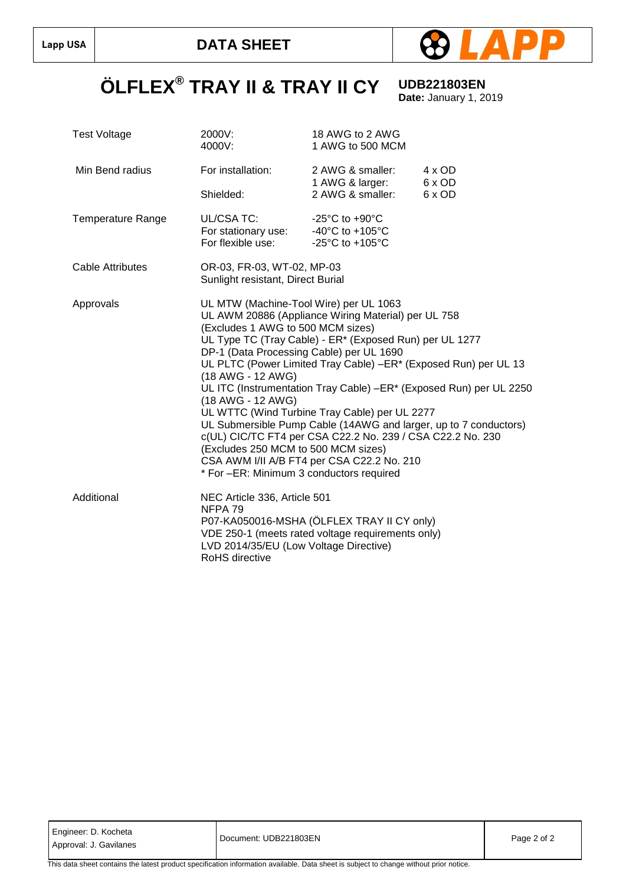# ÖLFLEX® TRAY II & TRAY II CY

**UDB221803EN**
**Date:** January 1, 2019

| | | | |
|---|---|---|---|
| Test Voltage | 2000V: | 18 AWG to 2 AWG | |
| | 4000V: | 1 AWG to 500 MCM | |
| Min Bend radius | For installation: | 2 AWG & smaller: | 4 x OD |
| | | 1 AWG & larger: | 6 x OD |
| | Shielded: | 2 AWG & smaller: | 6 x OD |
| Temperature Range | UL/CSA TC: | -25°C to +90°C | |
| | For stationary use: | -40°C to +105°C | |
| | For flexible use: | -25°C to +105°C | |
| Cable Attributes | OR-03, FR-03, WT-02, MP-03<br>Sunlight resistant, Direct Burial | | |
| Approvals | UL MTW (Machine-Tool Wire) per UL 1063<br>UL AWM 20886 (Appliance Wiring Material) per UL 758<br>(Excludes 1 AWG to 500 MCM sizes)<br>UL Type TC (Tray Cable) - ER* (Exposed Run) per UL 1277<br>DP-1 (Data Processing Cable) per UL 1690<br>UL PLTC (Power Limited Tray Cable) –ER* (Exposed Run) per UL 13<br>(18 AWG - 12 AWG)<br>UL ITC (Instrumentation Tray Cable) –ER* (Exposed Run) per UL 2250<br>(18 AWG - 12 AWG)<br>UL WTTC (Wind Turbine Tray Cable) per UL 2277<br>UL Submersible Pump Cable (14AWG and larger, up to 7 conductors)<br>c(UL) CIC/TC FT4 per CSA C22.2 No. 239 / CSA C22.2 No. 230<br>(Excludes 250 MCM to 500 MCM sizes)<br>CSA AWM I/II A/B FT4 per CSA C22.2 No. 210<br>* For –ER: Minimum 3 conductors required | | |
| Additional | NEC Article 336, Article 501<br>NFPA 79<br>P07-KA050016-MSHA (ÖLFLEX TRAY II CY only)<br>VDE 250-1 (meets rated voltage requirements only)<br>LVD 2014/35/EU (Low Voltage Directive)<br>RoHS directive | | |

| | |
|---|---|
| Engineer: D. Kocheta<br>Approval: J. Gavilanes | Document: UDB221803EN |

This data sheet contains the latest product specification information available. Data sheet is subject to change without prior notice.